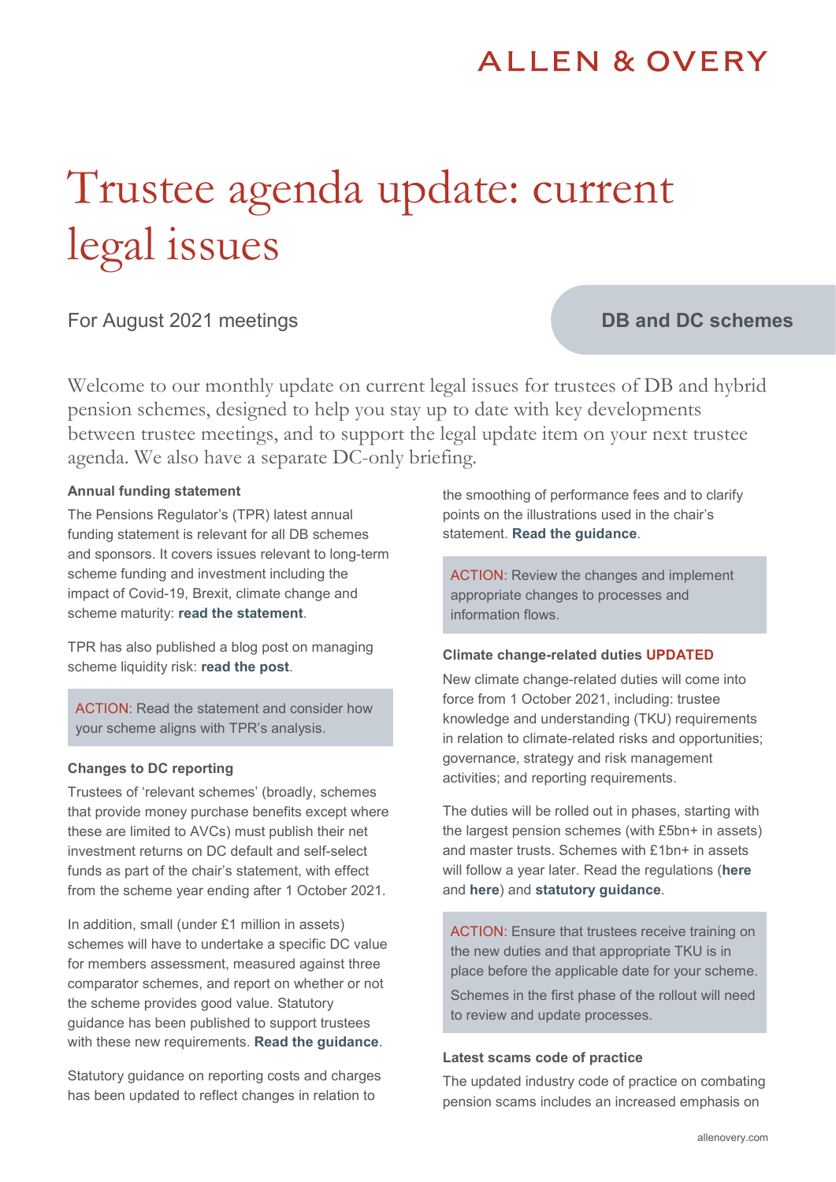# Trustee agenda update: current legal issues

For August 2021 meetings

**DB and DC schemes**

Welcome to our monthly update on current legal issues for trustees of DB and hybrid pension schemes, designed to help you stay up to date with key developments between trustee meetings, and to support the legal update item on your next trustee agenda. We also have a separate DC-only briefing.

### Annual funding statement

The Pensions Regulator's (TPR) latest annual funding statement is relevant for all DB schemes and sponsors. It covers issues relevant to long-term scheme funding and investment including the impact of Covid-19, Brexit, climate change and scheme maturity: **read the statement**.

TPR has also published a blog post on managing scheme liquidity risk: **read the post**.

> ACTION: Read the statement and consider how your scheme aligns with TPR's analysis.

### Changes to DC reporting

Trustees of 'relevant schemes' (broadly, schemes that provide money purchase benefits except where these are limited to AVCs) must publish their net investment returns on DC default and self-select funds as part of the chair's statement, with effect from the scheme year ending after 1 October 2021.

In addition, small (under £1 million in assets) schemes will have to undertake a specific DC value for members assessment, measured against three comparator schemes, and report on whether or not the scheme provides good value. Statutory guidance has been published to support trustees with these new requirements. **Read the guidance**.

Statutory guidance on reporting costs and charges has been updated to reflect changes in relation to the smoothing of performance fees and to clarify points on the illustrations used in the chair's statement. **Read the guidance**.

> ACTION: Review the changes and implement appropriate changes to processes and information flows.

### Climate change-related duties UPDATED

New climate change-related duties will come into force from 1 October 2021, including: trustee knowledge and understanding (TKU) requirements in relation to climate-related risks and opportunities; governance, strategy and risk management activities; and reporting requirements.

The duties will be rolled out in phases, starting with the largest pension schemes (with £5bn+ in assets) and master trusts. Schemes with £1bn+ in assets will follow a year later. Read the regulations (**here** and **here**) and **statutory guidance**.

> ACTION: Ensure that trustees receive training on the new duties and that appropriate TKU is in place before the applicable date for your scheme.
>
> Schemes in the first phase of the rollout will need to review and update processes.

### Latest scams code of practice

The updated industry code of practice on combating pension scams includes an increased emphasis on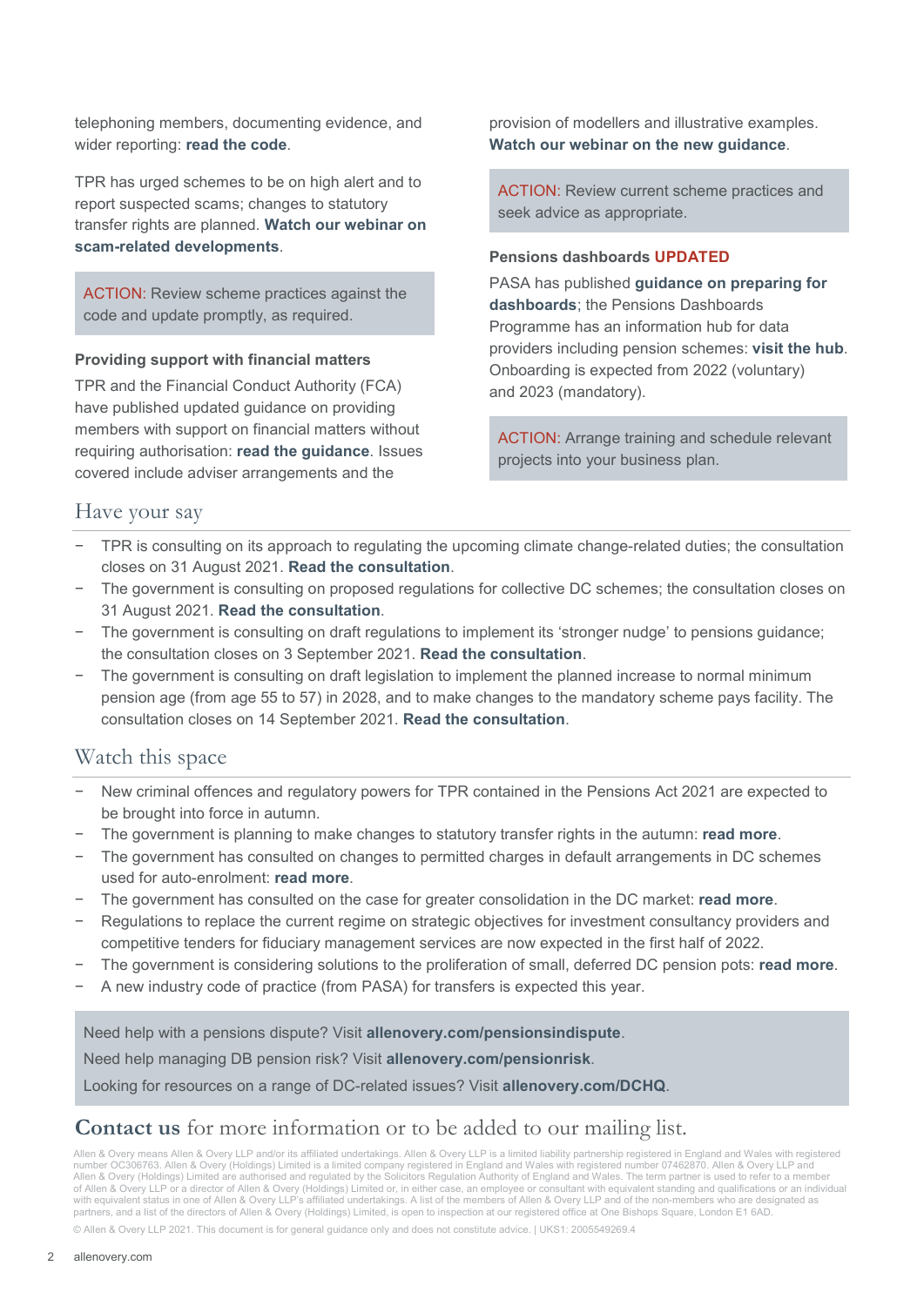telephoning members, documenting evidence, and wider reporting: **read the code**.

TPR has urged schemes to be on high alert and to report suspected scams; changes to statutory transfer rights are planned. **Watch our webinar on scam-related developments**.

> ACTION: Review scheme practices against the code and update promptly, as required.

### Providing support with financial matters

TPR and the Financial Conduct Authority (FCA) have published updated guidance on providing members with support on financial matters without requiring authorisation: **read the guidance**. Issues covered include adviser arrangements and the provision of modellers and illustrative examples. **Watch our webinar on the new guidance**.

> ACTION: Review current scheme practices and seek advice as appropriate.

### Pensions dashboards UPDATED

PASA has published **guidance on preparing for dashboards**; the Pensions Dashboards Programme has an information hub for data providers including pension schemes: **visit the hub**. Onboarding is expected from 2022 (voluntary) and 2023 (mandatory).

> ACTION: Arrange training and schedule relevant projects into your business plan.

## Have your say

- TPR is consulting on its approach to regulating the upcoming climate change-related duties; the consultation closes on 31 August 2021. **Read the consultation**.
- The government is consulting on proposed regulations for collective DC schemes; the consultation closes on 31 August 2021. **Read the consultation**.
- The government is consulting on draft regulations to implement its 'stronger nudge' to pensions guidance; the consultation closes on 3 September 2021. **Read the consultation**.
- The government is consulting on draft legislation to implement the planned increase to normal minimum pension age (from age 55 to 57) in 2028, and to make changes to the mandatory scheme pays facility. The consultation closes on 14 September 2021. **Read the consultation**.

## Watch this space

- New criminal offences and regulatory powers for TPR contained in the Pensions Act 2021 are expected to be brought into force in autumn.
- The government is planning to make changes to statutory transfer rights in the autumn: **read more**.
- The government has consulted on changes to permitted charges in default arrangements in DC schemes used for auto-enrolment: **read more**.
- The government has consulted on the case for greater consolidation in the DC market: **read more**.
- Regulations to replace the current regime on strategic objectives for investment consultancy providers and competitive tenders for fiduciary management services are now expected in the first half of 2022.
- The government is considering solutions to the proliferation of small, deferred DC pension pots: **read more**.
- A new industry code of practice (from PASA) for transfers is expected this year.

> Need help with a pensions dispute? Visit **allenovery.com/pensionsindispute**.
>
> Need help managing DB pension risk? Visit **allenovery.com/pensionrisk**.
>
> Looking for resources on a range of DC-related issues? Visit **allenovery.com/DCHQ**.

## **Contact us** for more information or to be added to our mailing list.

Allen & Overy means Allen & Overy LLP and/or its affiliated undertakings. Allen & Overy LLP is a limited liability partnership registered in England and Wales with registered number OC306763. Allen & Overy (Holdings) Limited is a limited company registered in England and Wales with registered number 07462870. Allen & Overy LLP and Allen & Overy (Holdings) Limited are authorised and regulated by the Solicitors Regulation Authority of England and Wales. The term partner is used to refer to a member of Allen & Overy LLP or a director of Allen & Overy (Holdings) Limited or, in either case, an employee or consultant with equivalent standing and qualifications or an individual with equivalent status in one of Allen & Overy LLP's affiliated undertakings. A list of the members of Allen & Overy LLP and of the non-members who are designated as partners, and a list of the directors of Allen & Overy (Holdings) Limited, is open to inspection at our registered office at One Bishops Square, London E1 6AD.

© Allen & Overy LLP 2021. This document is for general guidance only and does not constitute advice. | UKS1: 2005549269.4